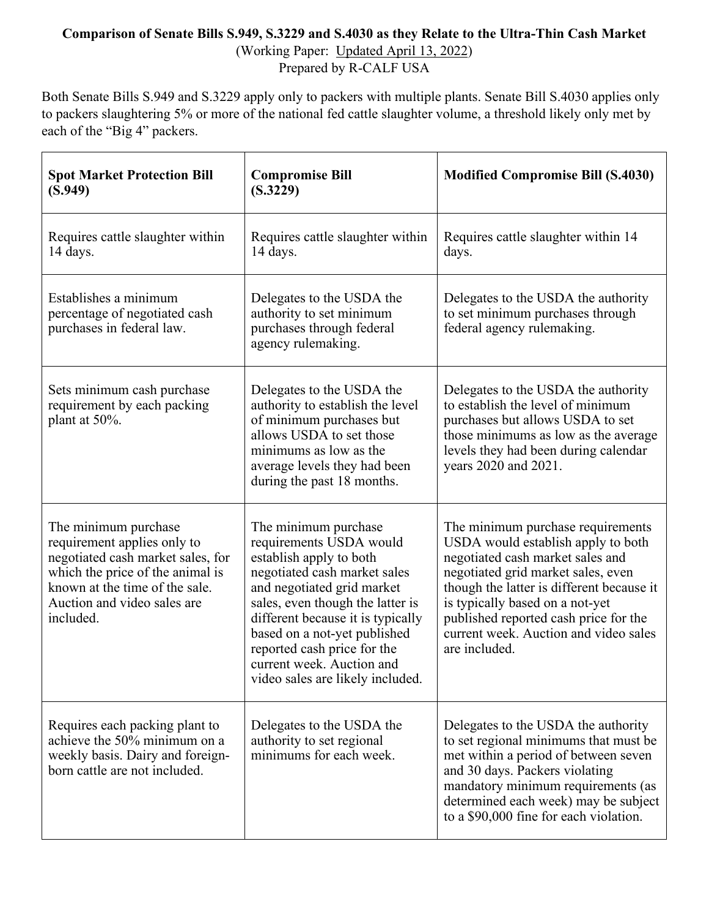**Comparison of Senate Bills S.949, S.3229 and S.4030 as they Relate to the Ultra-Thin Cash Market**
(Working Paper: Updated April 13, 2022)
Prepared by R-CALF USA

Both Senate Bills S.949 and S.3229 apply only to packers with multiple plants. Senate Bill S.4030 applies only to packers slaughtering 5% or more of the national fed cattle slaughter volume, a threshold likely only met by each of the "Big 4" packers.

| **Spot Market Protection Bill (S.949)** | **Compromise Bill (S.3229)** | **Modified Compromise Bill (S.4030)** |
|---|---|---|
| Requires cattle slaughter within 14 days. | Requires cattle slaughter within 14 days. | Requires cattle slaughter within 14 days. |
| Establishes a minimum percentage of negotiated cash purchases in federal law. | Delegates to the USDA the authority to set minimum purchases through federal agency rulemaking. | Delegates to the USDA the authority to set minimum purchases through federal agency rulemaking. |
| Sets minimum cash purchase requirement by each packing plant at 50%. | Delegates to the USDA the authority to establish the level of minimum purchases but allows USDA to set those minimums as low as the average levels they had been during the past 18 months. | Delegates to the USDA the authority to establish the level of minimum purchases but allows USDA to set those minimums as low as the average levels they had been during calendar years 2020 and 2021. |
| The minimum purchase requirement applies only to negotiated cash market sales, for which the price of the animal is known at the time of the sale. Auction and video sales are included. | The minimum purchase requirements USDA would establish apply to both negotiated cash market sales and negotiated grid market sales, even though the latter is different because it is typically based on a not-yet published reported cash price for the current week. Auction and video sales are likely included. | The minimum purchase requirements USDA would establish apply to both negotiated cash market sales and negotiated grid market sales, even though the latter is different because it is typically based on a not-yet published reported cash price for the current week. Auction and video sales are included. |
| Requires each packing plant to achieve the 50% minimum on a weekly basis. Dairy and foreign-born cattle are not included. | Delegates to the USDA the authority to set regional minimums for each week. | Delegates to the USDA the authority to set regional minimums that must be met within a period of between seven and 30 days. Packers violating mandatory minimum requirements (as determined each week) may be subject to a $90,000 fine for each violation. |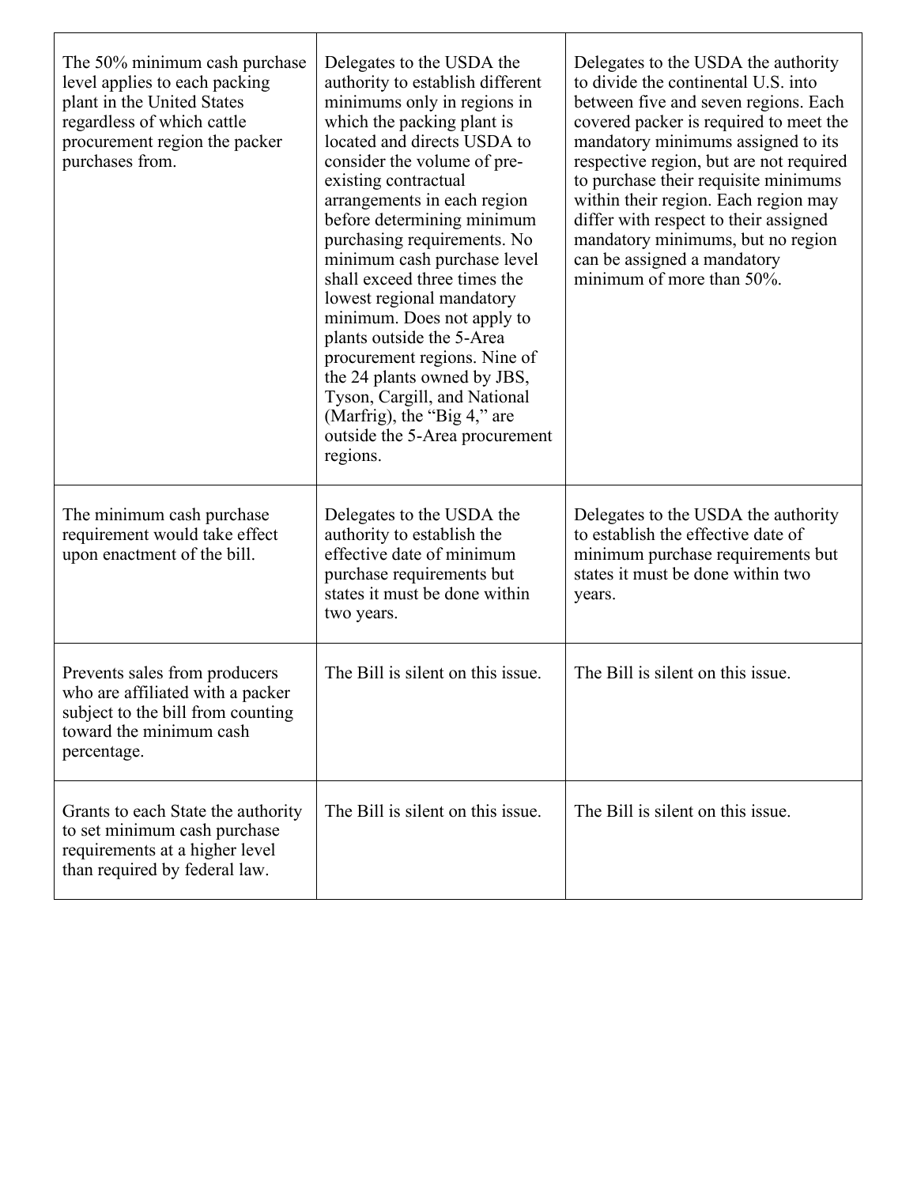| | | |
|---|---|---|
| The 50% minimum cash purchase level applies to each packing plant in the United States regardless of which cattle procurement region the packer purchases from. | Delegates to the USDA the authority to establish different minimums only in regions in which the packing plant is located and directs USDA to consider the volume of pre-existing contractual arrangements in each region before determining minimum purchasing requirements. No minimum cash purchase level shall exceed three times the lowest regional mandatory minimum. Does not apply to plants outside the 5-Area procurement regions. Nine of the 24 plants owned by JBS, Tyson, Cargill, and National (Marfrig), the "Big 4," are outside the 5-Area procurement regions. | Delegates to the USDA the authority to divide the continental U.S. into between five and seven regions. Each covered packer is required to meet the mandatory minimums assigned to its respective region, but are not required to purchase their requisite minimums within their region. Each region may differ with respect to their assigned mandatory minimums, but no region can be assigned a mandatory minimum of more than 50%. |
| The minimum cash purchase requirement would take effect upon enactment of the bill. | Delegates to the USDA the authority to establish the effective date of minimum purchase requirements but states it must be done within two years. | Delegates to the USDA the authority to establish the effective date of minimum purchase requirements but states it must be done within two years. |
| Prevents sales from producers who are affiliated with a packer subject to the bill from counting toward the minimum cash percentage. | The Bill is silent on this issue. | The Bill is silent on this issue. |
| Grants to each State the authority to set minimum cash purchase requirements at a higher level than required by federal law. | The Bill is silent on this issue. | The Bill is silent on this issue. |